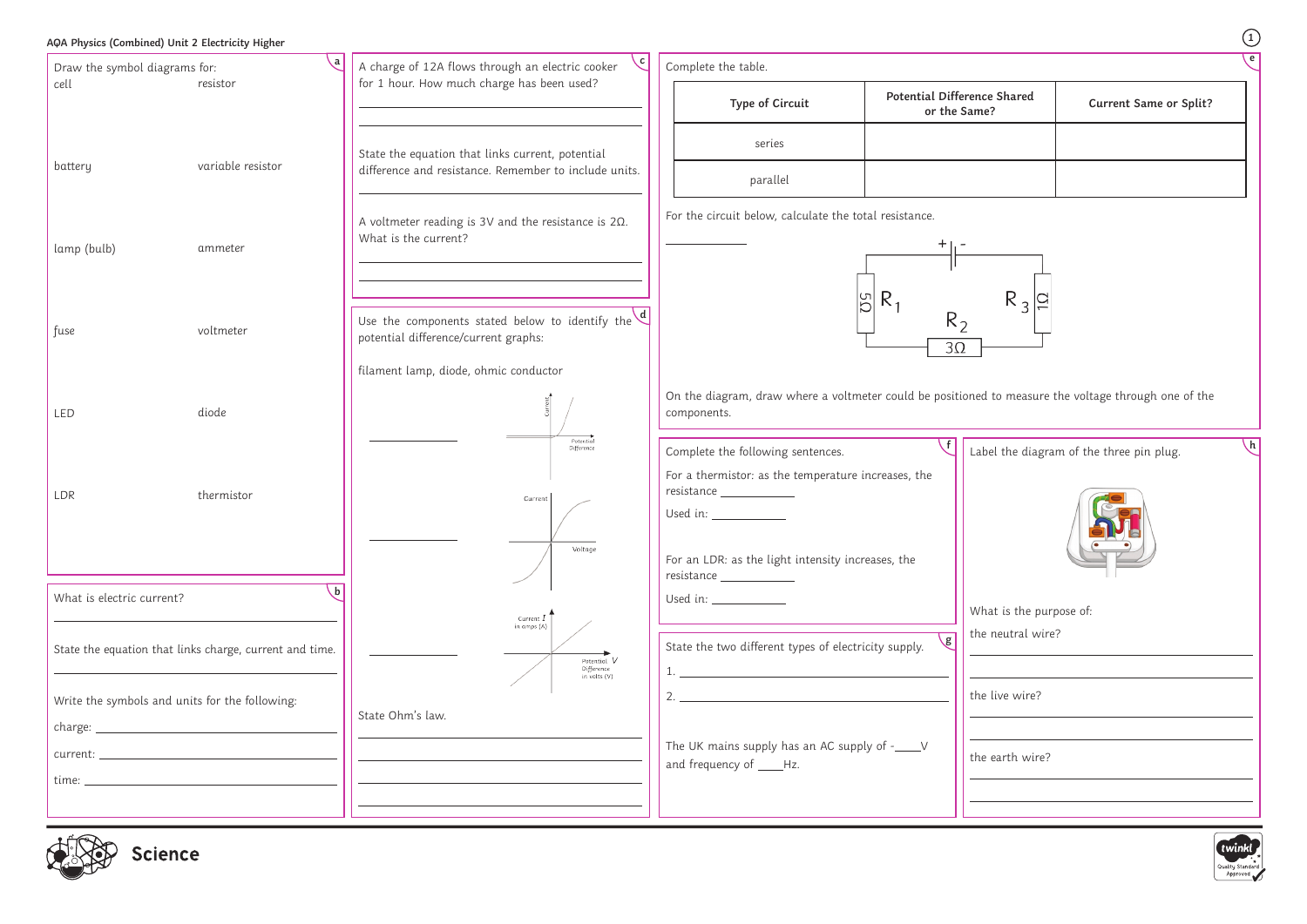# AQA Physics (Combined) Unit 2 Electricity Higher

## a

Draw the symbol diagrams for:

| | |
|---|---|
| cell | resistor |
| battery | variable resistor |
| lamp (bulb) | ammeter |
| fuse | voltmeter |
| LED | diode |
| LDR | thermistor |

## b

What is electric current?

State the equation that links charge, current and time.

Write the symbols and units for the following:

charge:

current:

time:

## c

A charge of 12A flows through an electric cooker for 1 hour. How much charge has been used?

State the equation that links current, potential difference and resistance. Remember to include units.

A voltmeter reading is 3V and the resistance is 2Ω. What is the current?

## d

Use the components stated below to identify the potential difference/current graphs:

filament lamp, diode, ohmic conductor

State Ohm's law.

## e

Complete the table.

| Type of Circuit | Potential Difference Shared or the Same? | Current Same or Split? |
|---|---|---|
| series | | |
| parallel | | |

For the circuit below, calculate the total resistance.

$R_1$ 5Ω, $R_2$ 3Ω, $R_3$ 1Ω

On the diagram, draw where a voltmeter could be positioned to measure the voltage through one of the components.

## f

Complete the following sentences.

For a thermistor: as the temperature increases, the resistance ____________

Used in: ____________

For an LDR: as the light intensity increases, the resistance ____________

Used in: ____________

## g

State the two different types of electricity supply.

1.

2.

The UK mains supply has an AC supply of -____V and frequency of ____Hz.

## h

Label the diagram of the three pin plug.

What is the purpose of:

the neutral wire?

the live wire?

the earth wire?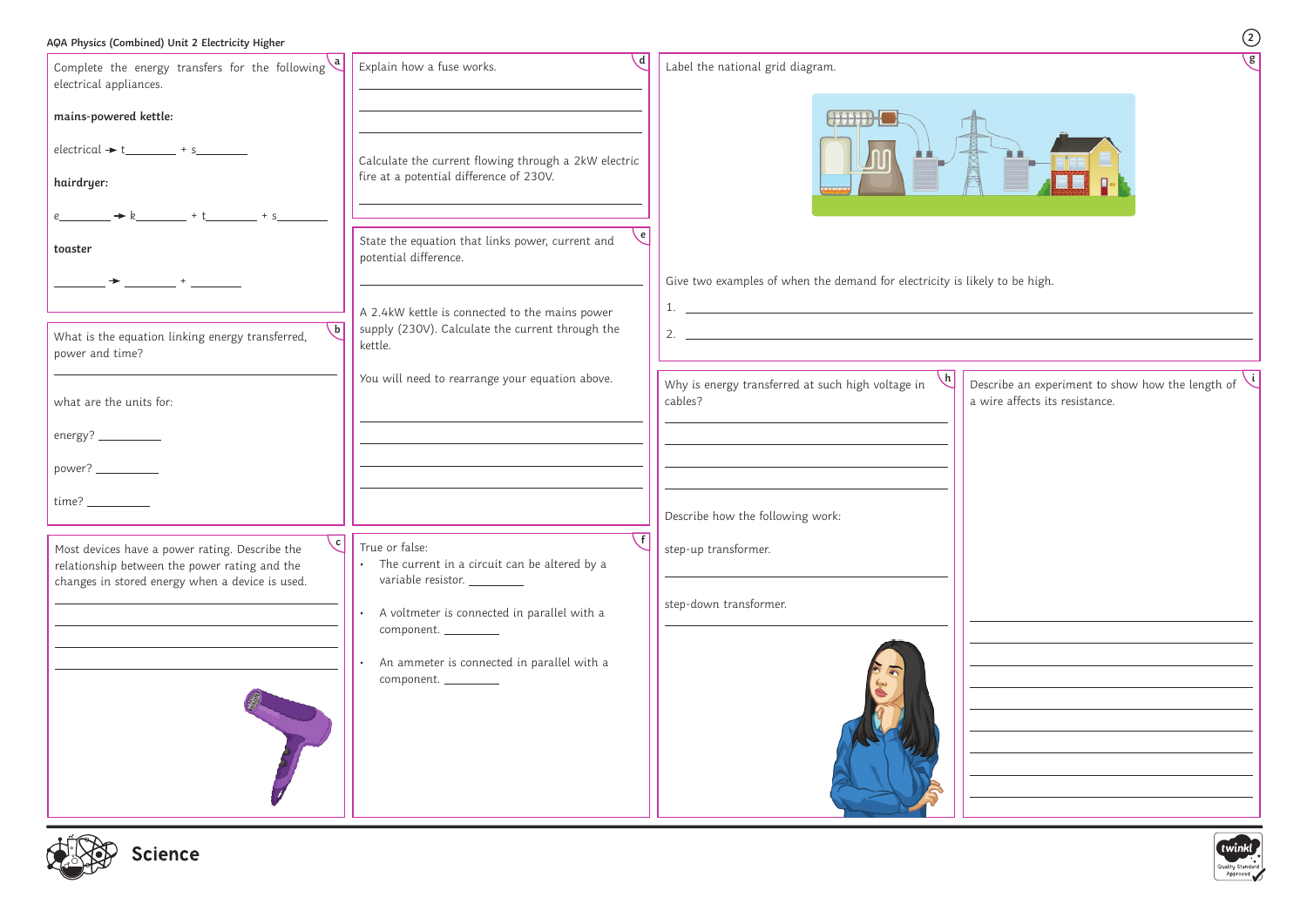# AQA Physics (Combined) Unit 2 Electricity Higher

## a

Complete the energy transfers for the following electrical appliances.

**mains-powered kettle:**

electrical → t________ + s________

**hairdryer:**

e________ → k________ + t________ + s________

**toaster**

________ → ________ + ________

## b

What is the equation linking energy transferred, power and time?

______________________________

what are the units for:

energy? __________

power? __________

time? __________

## c

Most devices have a power rating. Describe the relationship between the power rating and the changes in stored energy when a device is used.

______________________________

______________________________

______________________________

______________________________

## d

Explain how a fuse works.

______________________________

______________________________

______________________________

Calculate the current flowing through a 2kW electric fire at a potential difference of 230V.

______________________________

## e

State the equation that links power, current and potential difference.

______________________________

A 2.4kW kettle is connected to the mains power supply (230V). Calculate the current through the kettle.

You will need to rearrange your equation above.

______________________________

______________________________

______________________________

______________________________

## f

True or false:

- The current in a circuit can be altered by a variable resistor. ________
- A voltmeter is connected in parallel with a component. ________
- An ammeter is connected in parallel with a component. ________

## g

Label the national grid diagram.

Give two examples of when the demand for electricity is likely to be high.

1. ______________________________
2. ______________________________

## h

Why is energy transferred at such high voltage in cables?

______________________________

______________________________

______________________________

______________________________

Describe how the following work:

step-up transformer.

______________________________

step-down transformer.

______________________________

## i

Describe an experiment to show how the length of a wire affects its resistance.

______________________________

______________________________

______________________________

______________________________

______________________________

______________________________

______________________________

______________________________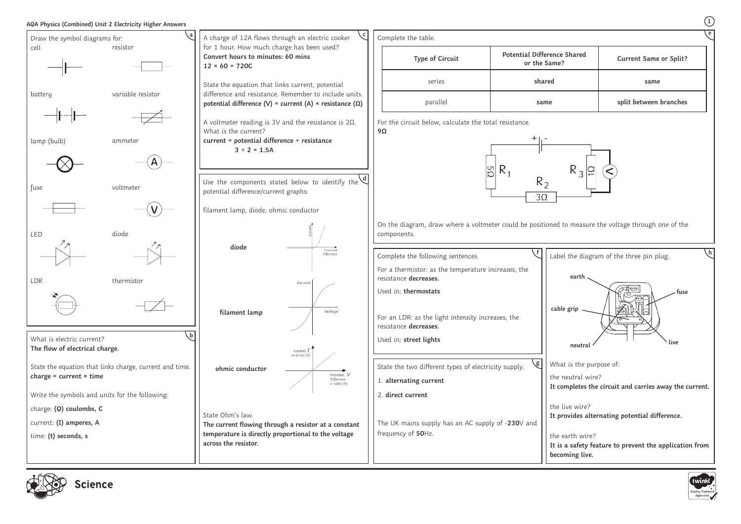# AQA Physics (Combined) Unit 2 Electricity Higher Answers

## a

Draw the symbol diagrams for:

cell

resistor

battery

variable resistor

lamp (bulb)

ammeter

fuse

voltmeter

LED

diode

LDR

thermistor

## b

What is electric current?
**The flow of electrical charge.**

State the equation that links charge, current and time.
**charge = current × time**

Write the symbols and units for the following:

charge: **(Q) coulombs, C**

current: **(I) amperes, A**

time: **(t) seconds, s**

## c

A charge of 12A flows through an electric cooker for 1 hour. How much charge has been used?
**Convert hours to minutes: 60 mins**
**12 × 60 = 720C**

State the equation that links current, potential difference and resistance. Remember to include units.
**potential difference (V) = current (A) × resistance (Ω)**

A voltmeter reading is 3V and the resistance is 2Ω. What is the current?
**current = potential difference ÷ resistance**
**3 ÷ 2 = 1.5A**

## d

Use the components stated below to identify the potential difference/current graphs:

filament lamp, diode, ohmic conductor

**diode**

**filament lamp**

**ohmic conductor**

State Ohm's law.
**The current flowing through a resistor at a constant temperature is directly proportional to the voltage across the resistor.**

## e

Complete the table.

| Type of Circuit | Potential Difference Shared or the Same? | Current Same or Split? |
| --- | --- | --- |
| series | **shared** | **same** |
| parallel | **same** | **split between branches** |

For the circuit below, calculate the total resistance.
**9Ω**

$R_1$ 5Ω, $R_2$ 3Ω, $R_3$ 1Ω

On the diagram, draw where a voltmeter could be positioned to measure the voltage through one of the components.

## f

Complete the following sentences.

For a thermistor: as the temperature increases, the resistance **decreases.**

Used in: **thermostats**

For an LDR: as the light intensity increases, the resistance **decreases.**

Used in: **street lights**

## g

State the two different types of electricity supply.

1. **alternating current**
2. **direct current**

The UK mains supply has an AC supply of ~**230**V and frequency of **50**Hz.

## h

Label the diagram of the three pin plug.

**earth**, **fuse**, **cable grip**, **neutral**, **live**

What is the purpose of:

the neutral wire?
**It completes the circuit and carries away the current.**

the live wire?
**It provides alternating potential difference.**

the earth wire?
**It is a safety feature to prevent the application from becoming live.**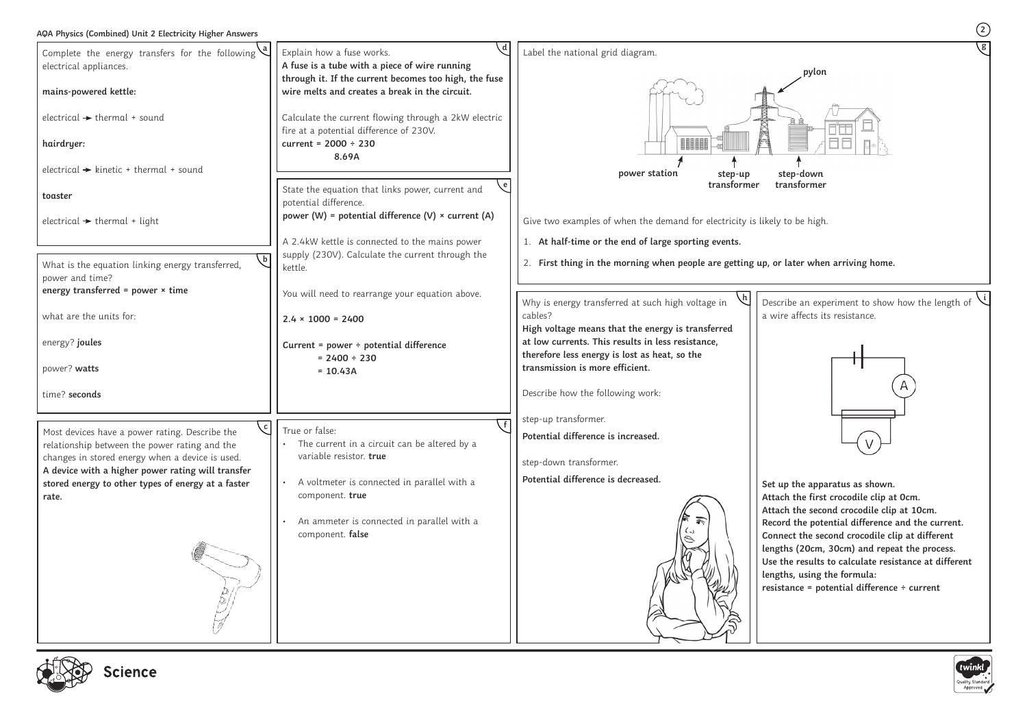# AQA Physics (Combined) Unit 2 Electricity Higher Answers

## a

Complete the energy transfers for the following electrical appliances.

**mains-powered kettle:**

electrical → thermal + sound

**hairdryer:**

electrical → kinetic + thermal + sound

**toaster**

electrical → thermal + light

## b

What is the equation linking energy transferred, power and time?

**energy transferred = power × time**

what are the units for:

energy? **joules**

power? **watts**

time? **seconds**

## c

Most devices have a power rating. Describe the relationship between the power rating and the changes in stored energy when a device is used.

**A device with a higher power rating will transfer stored energy to other types of energy at a faster rate.**

## d

Explain how a fuse works.

**A fuse is a tube with a piece of wire running through it. If the current becomes too high, the fuse wire melts and creates a break in the circuit.**

Calculate the current flowing through a 2kW electric fire at a potential difference of 230V.

**current = 2000 ÷ 230**

**8.69A**

## e

State the equation that links power, current and potential difference.

**power (W) = potential difference (V) × current (A)**

A 2.4kW kettle is connected to the mains power supply (230V). Calculate the current through the kettle.

You will need to rearrange your equation above.

**2.4 × 1000 = 2400**

**Current = power ÷ potential difference**

**= 2400 ÷ 230**

**= 10.43A**

## f

True or false:

- The current in a circuit can be altered by a variable resistor. **true**
- A voltmeter is connected in parallel with a component. **true**
- An ammeter is connected in parallel with a component. **false**

## g

Label the national grid diagram.

**pylon**

**power station**

**step-up transformer**

**step-down transformer**

Give two examples of when the demand for electricity is likely to be high.

1. **At half-time or the end of large sporting events.**
2. **First thing in the morning when people are getting up, or later when arriving home.**

## h

Why is energy transferred at such high voltage in cables?

**High voltage means that the energy is transferred at low currents. This results in less resistance, therefore less energy is lost as heat, so the transmission is more efficient.**

Describe how the following work:

step-up transformer.

**Potential difference is increased.**

step-down transformer.

**Potential difference is decreased.**

## i

Describe an experiment to show how the length of a wire affects its resistance.

A

V

**Set up the apparatus as shown.**
**Attach the first crocodile clip at 0cm.**
**Attach the second crocodile clip at 10cm.**
**Record the potential difference and the current.**
**Connect the second crocodile clip at different lengths (20cm, 30cm) and repeat the process.**
**Use the results to calculate resistance at different lengths, using the formula:**
**resistance = potential difference ÷ current**